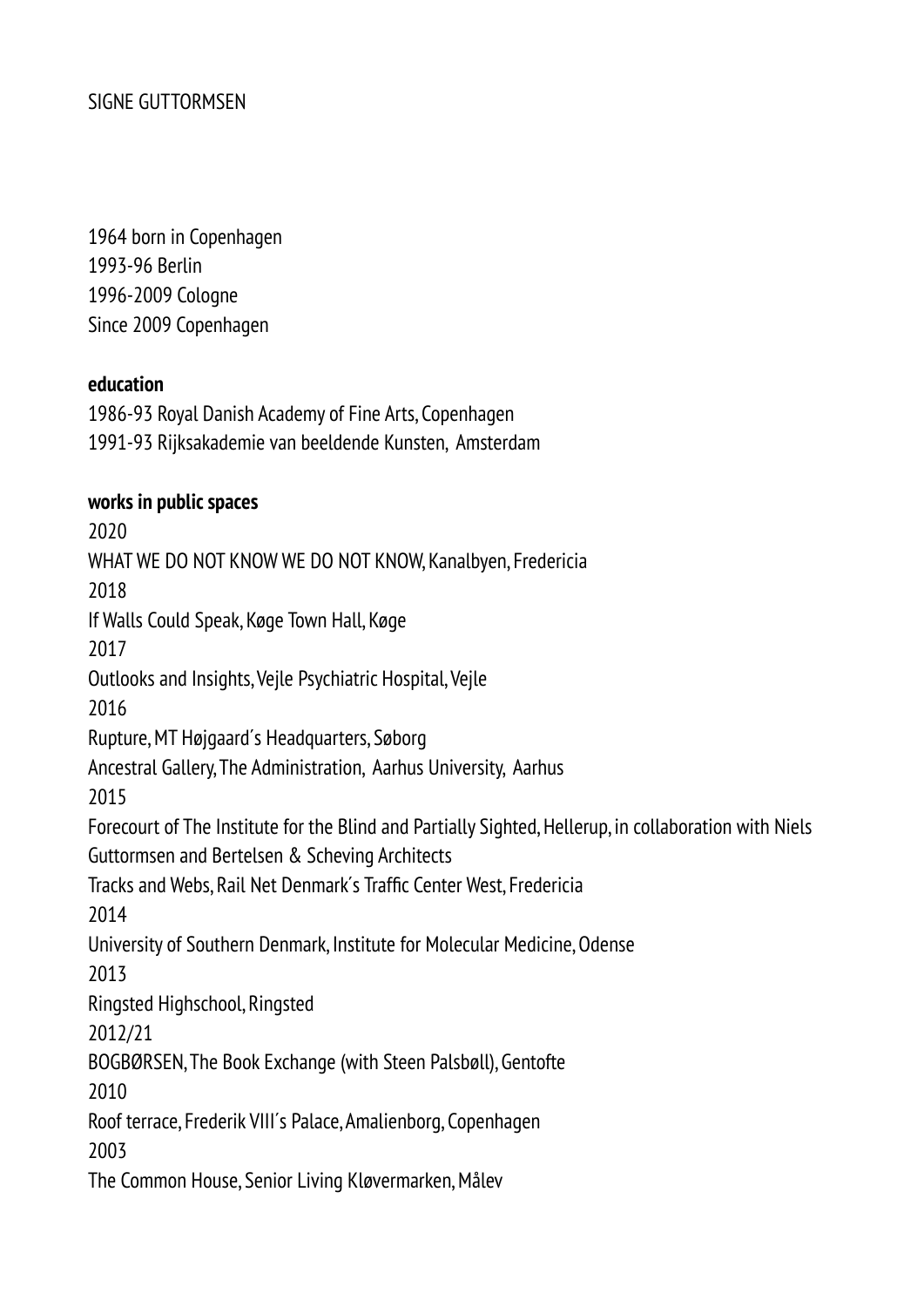SIGNE GUTTORMSEN

1964 born in Copenhagen
1993-96 Berlin
1996-2009 Cologne
Since 2009 Copenhagen

**education**

1986-93 Royal Danish Academy of Fine Arts, Copenhagen
1991-93 Rijksakademie van beeldende Kunsten, Amsterdam

**works in public spaces**

2020
WHAT WE DO NOT KNOW WE DO NOT KNOW, Kanalbyen, Fredericia
2018
If Walls Could Speak, Køge Town Hall, Køge
2017
Outlooks and Insights, Vejle Psychiatric Hospital, Vejle
2016
Rupture, MT Højgaard´s Headquarters, Søborg
Ancestral Gallery, The Administration, Aarhus University, Aarhus
2015
Forecourt of The Institute for the Blind and Partially Sighted, Hellerup, in collaboration with Niels Guttormsen and Bertelsen & Scheving Architects
Tracks and Webs, Rail Net Denmark´s Traffic Center West, Fredericia
2014
University of Southern Denmark, Institute for Molecular Medicine, Odense
2013
Ringsted Highschool, Ringsted
2012/21
BOGBØRSEN, The Book Exchange (with Steen Palsbøll), Gentofte
2010
Roof terrace, Frederik VIII´s Palace, Amalienborg, Copenhagen
2003
The Common House, Senior Living Kløvermarken, Målev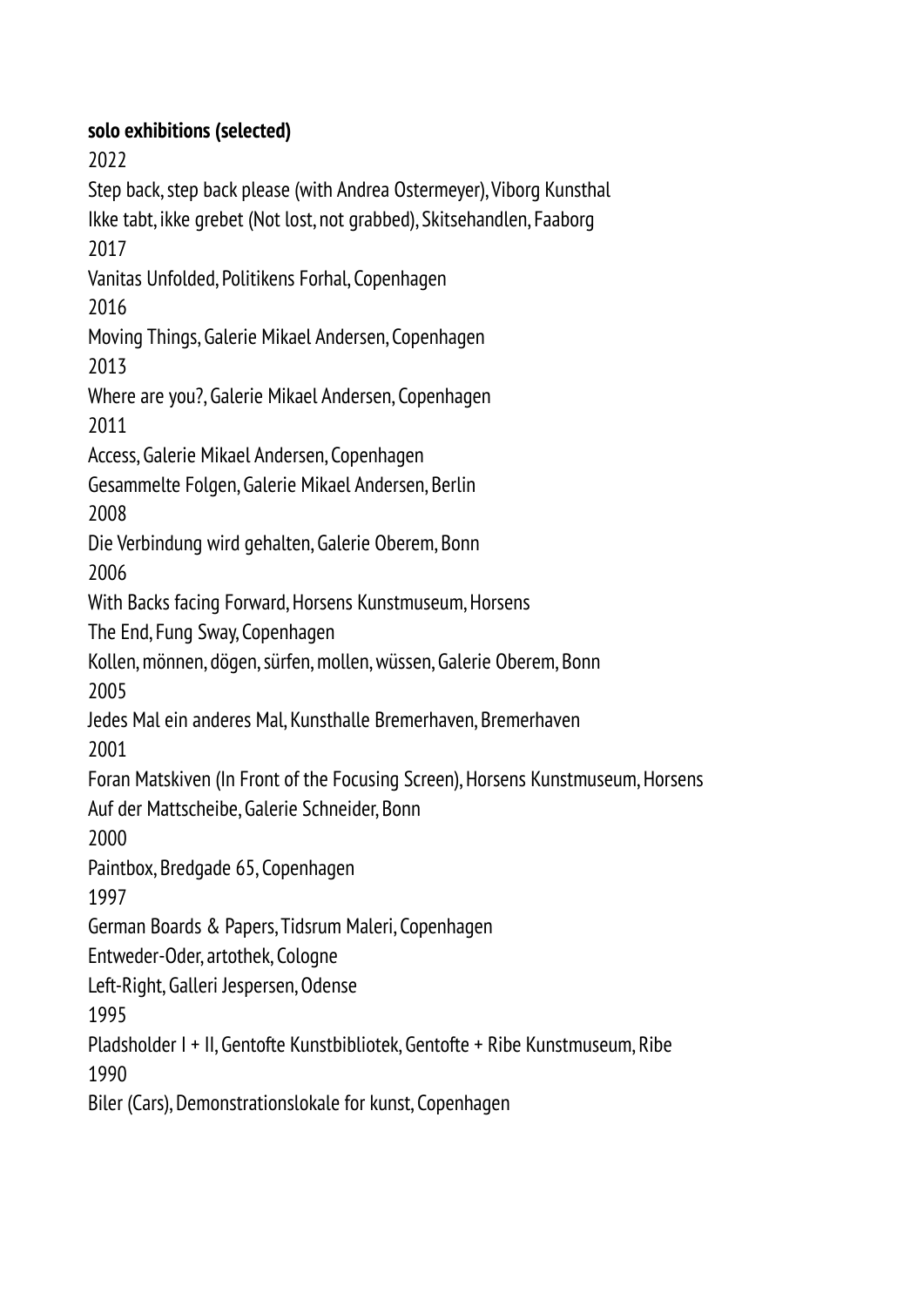**solo exhibitions (selected)**

2022

Step back, step back please (with Andrea Ostermeyer), Viborg Kunsthal

Ikke tabt, ikke grebet (Not lost, not grabbed), Skitsehandlen, Faaborg

2017

Vanitas Unfolded, Politikens Forhal, Copenhagen

2016

Moving Things, Galerie Mikael Andersen, Copenhagen

2013

Where are you?, Galerie Mikael Andersen, Copenhagen

2011

Access, Galerie Mikael Andersen, Copenhagen

Gesammelte Folgen, Galerie Mikael Andersen, Berlin

2008

Die Verbindung wird gehalten, Galerie Oberem, Bonn

2006

With Backs facing Forward, Horsens Kunstmuseum, Horsens

The End, Fung Sway, Copenhagen

Kollen, mönnen, dögen, sürfen, mollen, wüssen, Galerie Oberem, Bonn

2005

Jedes Mal ein anderes Mal, Kunsthalle Bremerhaven, Bremerhaven

2001

Foran Matskiven (In Front of the Focusing Screen), Horsens Kunstmuseum, Horsens

Auf der Mattscheibe, Galerie Schneider, Bonn

2000

Paintbox, Bredgade 65, Copenhagen

1997

German Boards & Papers, Tidsrum Maleri, Copenhagen

Entweder-Oder, artothek, Cologne

Left-Right, Galleri Jespersen, Odense

1995

Pladsholder I + II, Gentofte Kunstbibliotek, Gentofte + Ribe Kunstmuseum, Ribe

1990

Biler (Cars), Demonstrationslokale for kunst, Copenhagen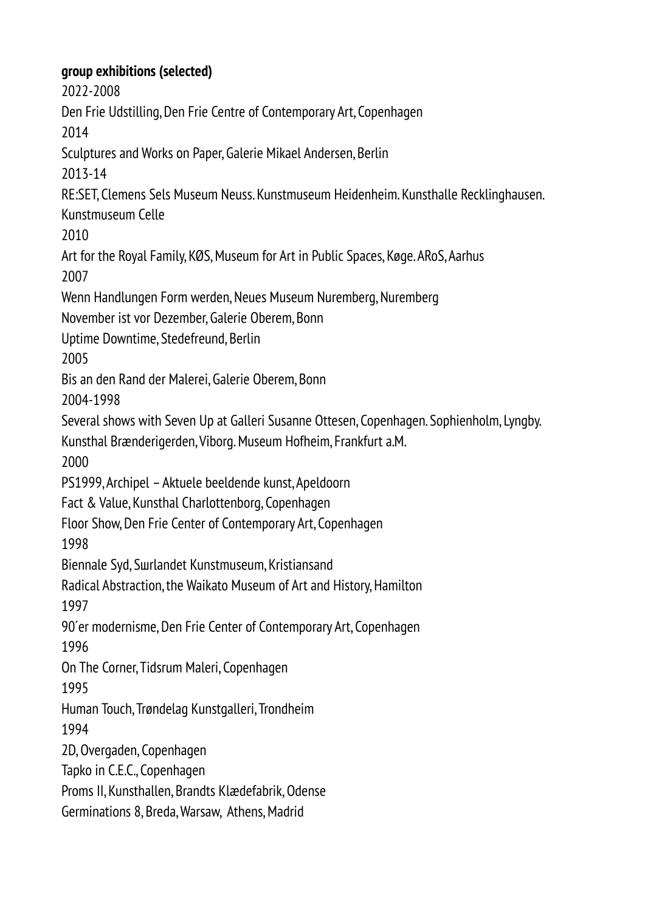**group exhibitions (selected)**

2022-2008

Den Frie Udstilling, Den Frie Centre of Contemporary Art, Copenhagen

2014

Sculptures and Works on Paper, Galerie Mikael Andersen, Berlin

2013-14

RE:SET, Clemens Sels Museum Neuss. Kunstmuseum Heidenheim. Kunsthalle Recklinghausen. Kunstmuseum Celle

2010

Art for the Royal Family, KØS, Museum for Art in Public Spaces, Køge. ARoS, Aarhus

2007

Wenn Handlungen Form werden, Neues Museum Nuremberg, Nuremberg

November ist vor Dezember, Galerie Oberem, Bonn

Uptime Downtime, Stedefreund, Berlin

2005

Bis an den Rand der Malerei, Galerie Oberem, Bonn

2004-1998

Several shows with Seven Up at Galleri Susanne Ottesen, Copenhagen. Sophienholm, Lyngby. Kunsthal Brænderigerden, Viborg. Museum Hofheim, Frankfurt a.M.

2000

PS1999, Archipel – Aktuele beeldende kunst, Apeldoorn

Fact & Value, Kunsthal Charlottenborg, Copenhagen

Floor Show, Den Frie Center of Contemporary Art, Copenhagen

1998

Biennale Syd, Sшrlandet Kunstmuseum, Kristiansand

Radical Abstraction, the Waikato Museum of Art and History, Hamilton

1997

90´er modernisme, Den Frie Center of Contemporary Art, Copenhagen

1996

On The Corner, Tidsrum Maleri, Copenhagen

1995

Human Touch, Trøndelag Kunstgalleri, Trondheim

1994

2D, Overgaden, Copenhagen

Tapko in C.E.C., Copenhagen

Proms II, Kunsthallen, Brandts Klædefabrik, Odense

Germinations 8, Breda, Warsaw, Athens, Madrid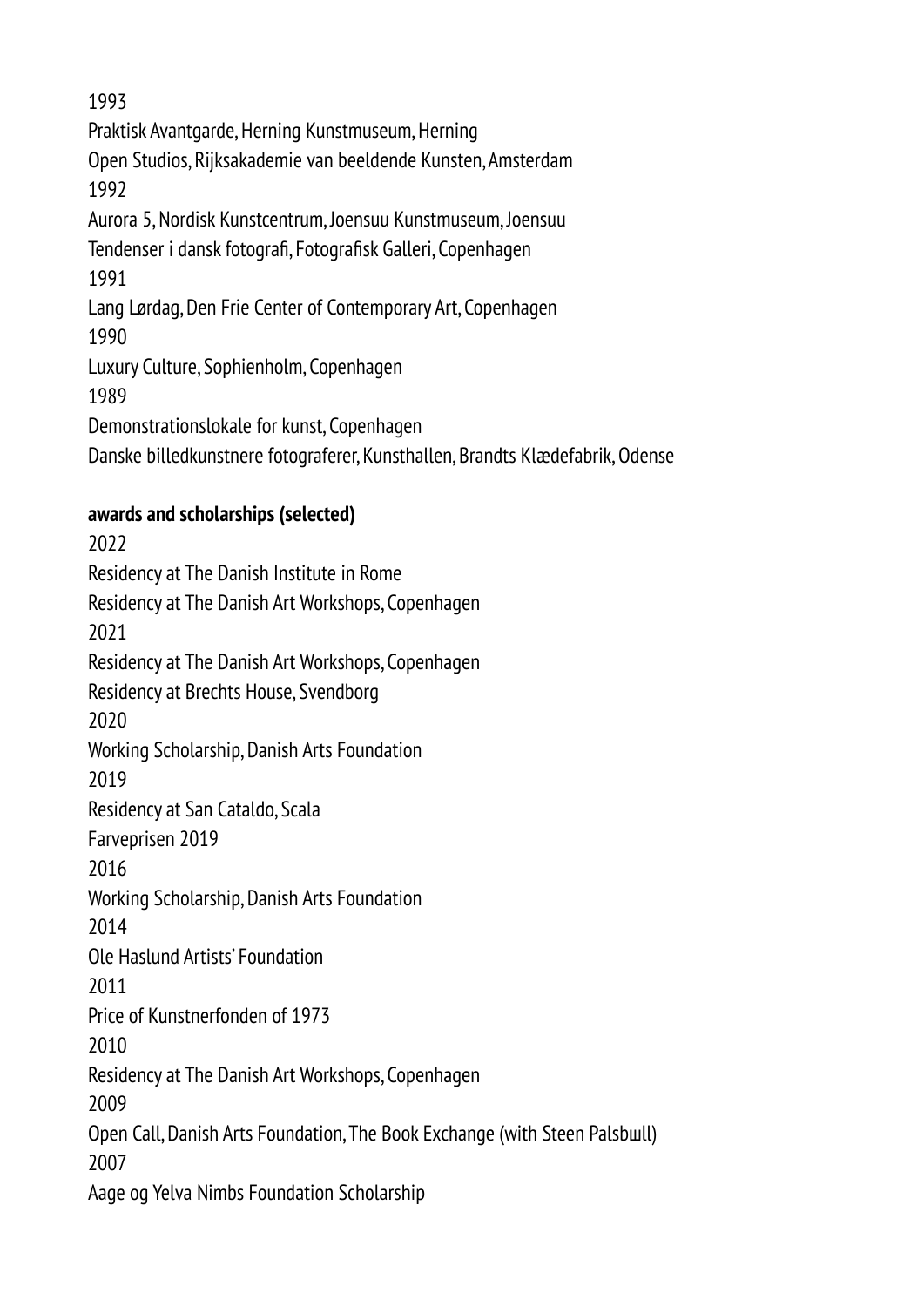1993

Praktisk Avantgarde, Herning Kunstmuseum, Herning

Open Studios, Rijksakademie van beeldende Kunsten, Amsterdam

1992

Aurora 5, Nordisk Kunstcentrum, Joensuu Kunstmuseum, Joensuu

Tendenser i dansk fotografi, Fotografisk Galleri, Copenhagen

1991

Lang Lørdag, Den Frie Center of Contemporary Art, Copenhagen

1990

Luxury Culture, Sophienholm, Copenhagen

1989

Demonstrationslokale for kunst, Copenhagen

Danske billedkunstnere fotograferer, Kunsthallen, Brandts Klædefabrik, Odense

**awards and scholarships (selected)**

2022

Residency at The Danish Institute in Rome

Residency at The Danish Art Workshops, Copenhagen

2021

Residency at The Danish Art Workshops, Copenhagen

Residency at Brechts House, Svendborg

2020

Working Scholarship, Danish Arts Foundation

2019

Residency at San Cataldo, Scala

Farveprisen 2019

2016

Working Scholarship, Danish Arts Foundation

2014

Ole Haslund Artists' Foundation

2011

Price of Kunstnerfonden of 1973

2010

Residency at The Danish Art Workshops, Copenhagen

2009

Open Call, Danish Arts Foundation, The Book Exchange (with Steen Palsbшll)

2007

Aage og Yelva Nimbs Foundation Scholarship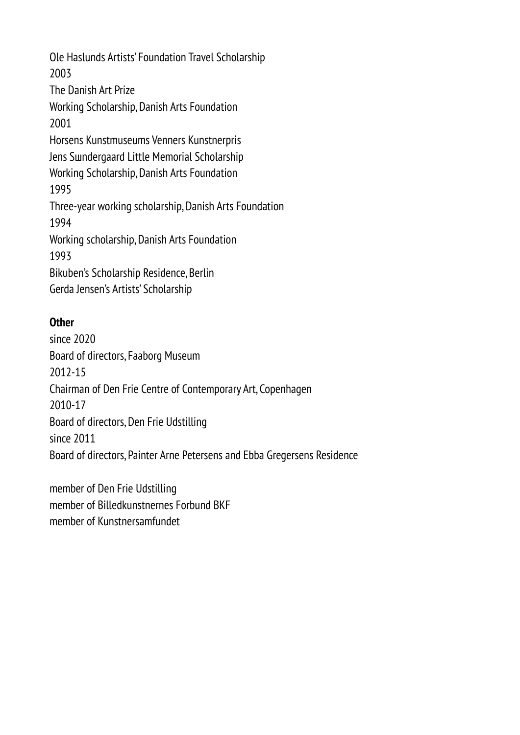Ole Haslunds Artists' Foundation Travel Scholarship
2003
The Danish Art Prize
Working Scholarship, Danish Arts Foundation
2001
Horsens Kunstmuseums Venners Kunstnerpris
Jens Sшndergaard Little Memorial Scholarship
Working Scholarship, Danish Arts Foundation
1995
Three-year working scholarship, Danish Arts Foundation
1994
Working scholarship, Danish Arts Foundation
1993
Bikuben's Scholarship Residence, Berlin
Gerda Jensen's Artists' Scholarship

**Other**

since 2020
Board of directors, Faaborg Museum
2012-15
Chairman of Den Frie Centre of Contemporary Art, Copenhagen
2010-17
Board of directors, Den Frie Udstilling
since 2011
Board of directors, Painter Arne Petersens and Ebba Gregersens Residence

member of Den Frie Udstilling
member of Billedkunstnernes Forbund BKF
member of Kunstnersamfundet